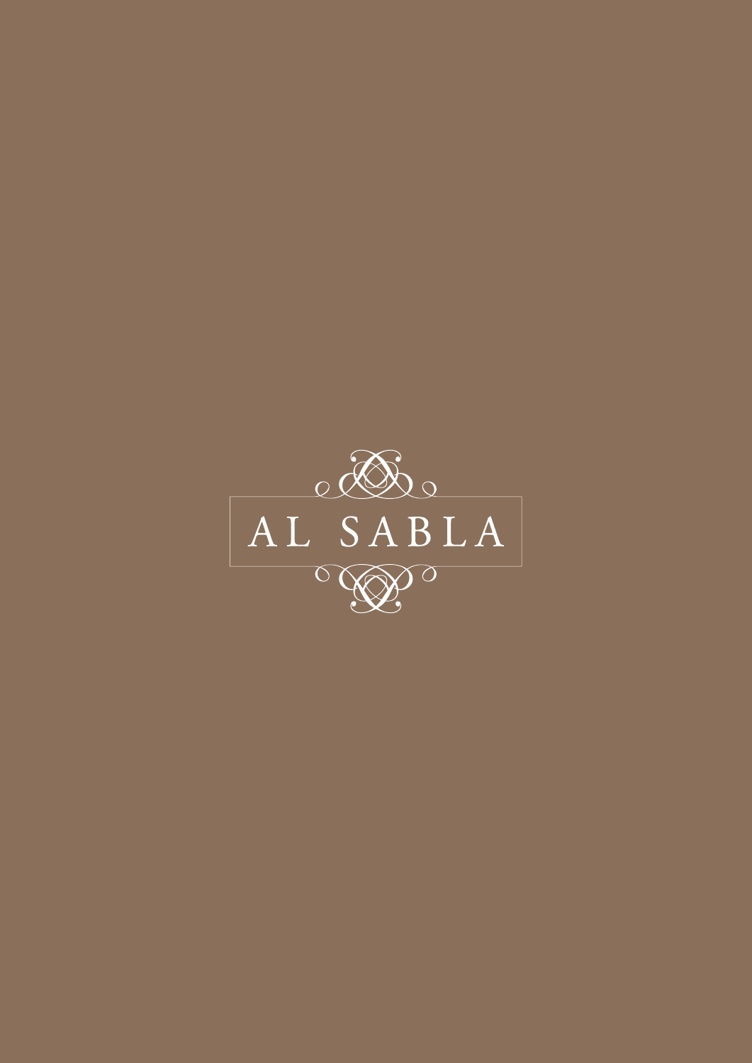# AL SABLA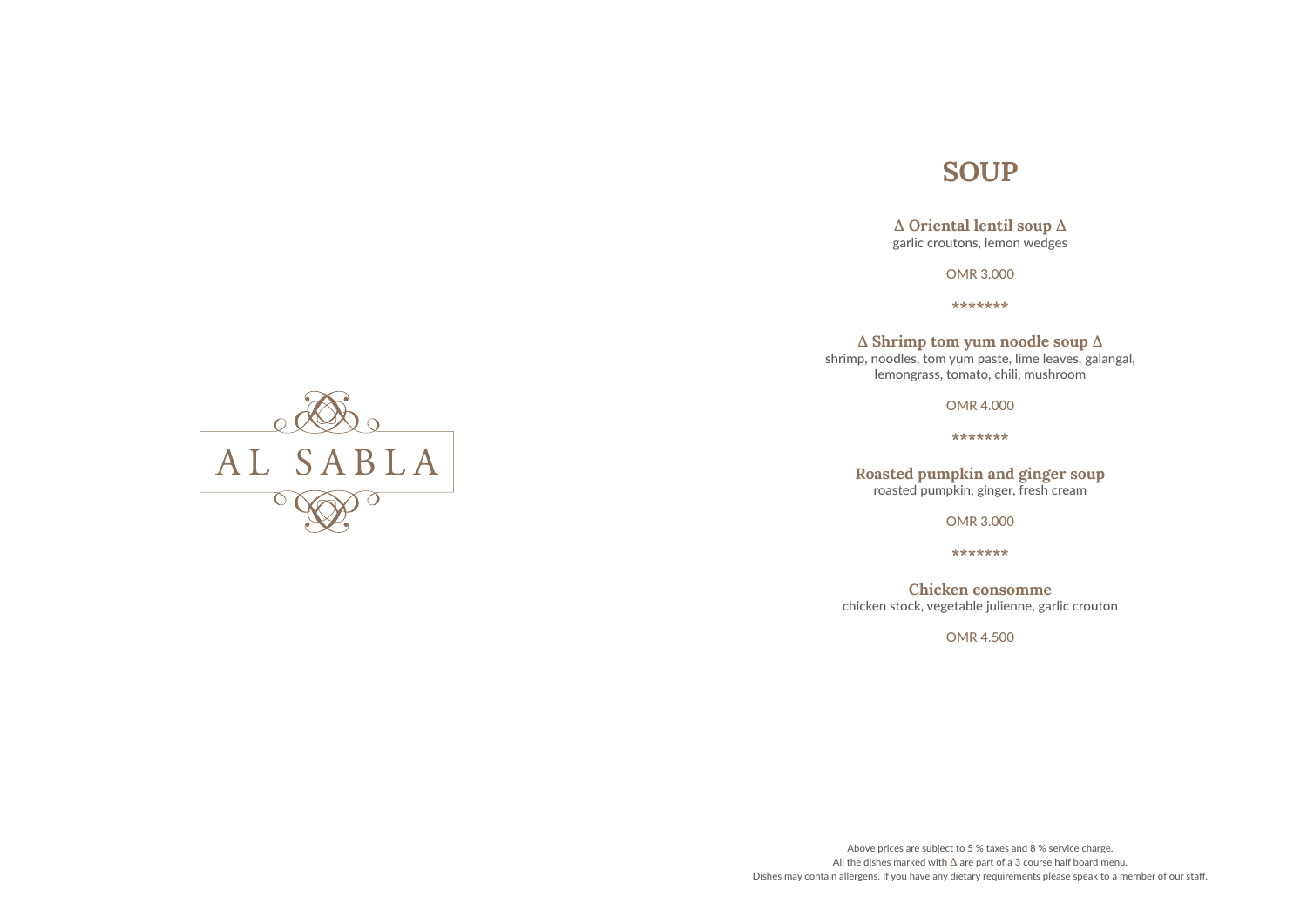AL SABLA

# SOUP

**Δ Oriental lentil soup Δ**
garlic croutons, lemon wedges

OMR 3.000

*******

**Δ Shrimp tom yum noodle soup Δ**
shrimp, noodles, tom yum paste, lime leaves, galangal, lemongrass, tomato, chili, mushroom

OMR 4.000

*******

**Roasted pumpkin and ginger soup**
roasted pumpkin, ginger, fresh cream

OMR 3.000

*******

**Chicken consomme**
chicken stock, vegetable julienne, garlic crouton

OMR 4.500

Above prices are subject to 5 % taxes and 8 % service charge.
All the dishes marked with Δ are part of a 3 course half board menu.
Dishes may contain allergens. If you have any dietary requirements please speak to a member of our staff.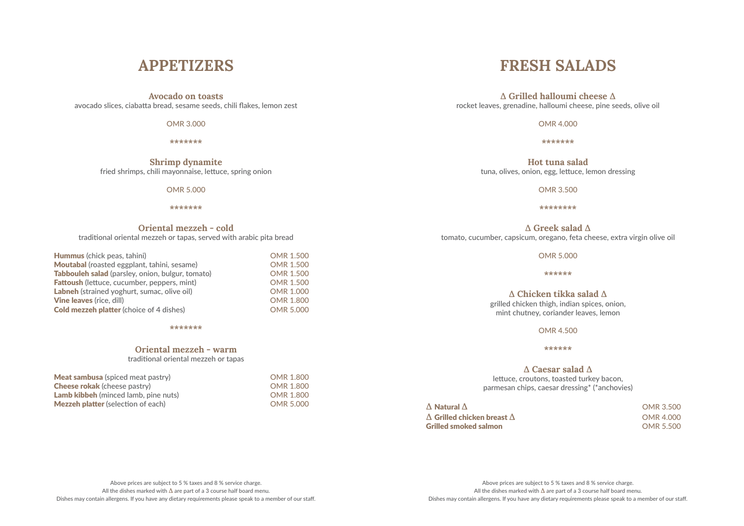# APPETIZERS

**Avocado on toasts**
avocado slices, ciabatta bread, sesame seeds, chili flakes, lemon zest

OMR 3.000

*******

**Shrimp dynamite**
fried shrimps, chili mayonnaise, lettuce, spring onion

OMR 5.000

*******

**Oriental mezzeh - cold**
traditional oriental mezzeh or tapas, served with arabic pita bread

| | |
|---|---|
| **Hummus** (chick peas, tahini) | OMR 1.500 |
| **Moutabal** (roasted eggplant, tahini, sesame) | OMR 1.500 |
| **Tabbouleh salad** (parsley, onion, bulgur, tomato) | OMR 1.500 |
| **Fattoush** (lettuce, cucumber, peppers, mint) | OMR 1.500 |
| **Labneh** (strained yoghurt, sumac, olive oil) | OMR 1.000 |
| **Vine leaves** (rice, dill) | OMR 1.800 |
| **Cold mezzeh platter** (choice of 4 dishes) | OMR 5.000 |

*******

**Oriental mezzeh - warm**
traditional oriental mezzeh or tapas

| | |
|---|---|
| **Meat sambusa** (spiced meat pastry) | OMR 1.800 |
| **Cheese rokak** (cheese pastry) | OMR 1.800 |
| **Lamb kibbeh** (minced lamb, pine nuts) | OMR 1.800 |
| **Mezzeh platter** (selection of each) | OMR 5.000 |

Above prices are subject to 5 % taxes and 8 % service charge.
All the dishes marked with ∆ are part of a 3 course half board menu.
Dishes may contain allergens. If you have any dietary requirements please speak to a member of our staff.

# FRESH SALADS

**∆ Grilled halloumi cheese ∆**
rocket leaves, grenadine, halloumi cheese, pine seeds, olive oil

OMR 4.000

*******

**Hot tuna salad**
tuna, olives, onion, egg, lettuce, lemon dressing

OMR 3.500

********

**∆ Greek salad ∆**
tomato, cucumber, capsicum, oregano, feta cheese, extra virgin olive oil

OMR 5.000

******

**∆ Chicken tikka salad ∆**
grilled chicken thigh, indian spices, onion,
mint chutney, coriander leaves, lemon

OMR 4.500

******

**∆ Caesar salad ∆**
lettuce, croutons, toasted turkey bacon,
parmesan chips, caesar dressing* (*anchovies)

| | |
|---|---|
| **∆ Natural ∆** | OMR 3.500 |
| **∆ Grilled chicken breast ∆** | OMR 4.000 |
| **Grilled smoked salmon** | OMR 5.500 |

Above prices are subject to 5 % taxes and 8 % service charge.
All the dishes marked with ∆ are part of a 3 course half board menu.
Dishes may contain allergens. If you have any dietary requirements please speak to a member of our staff.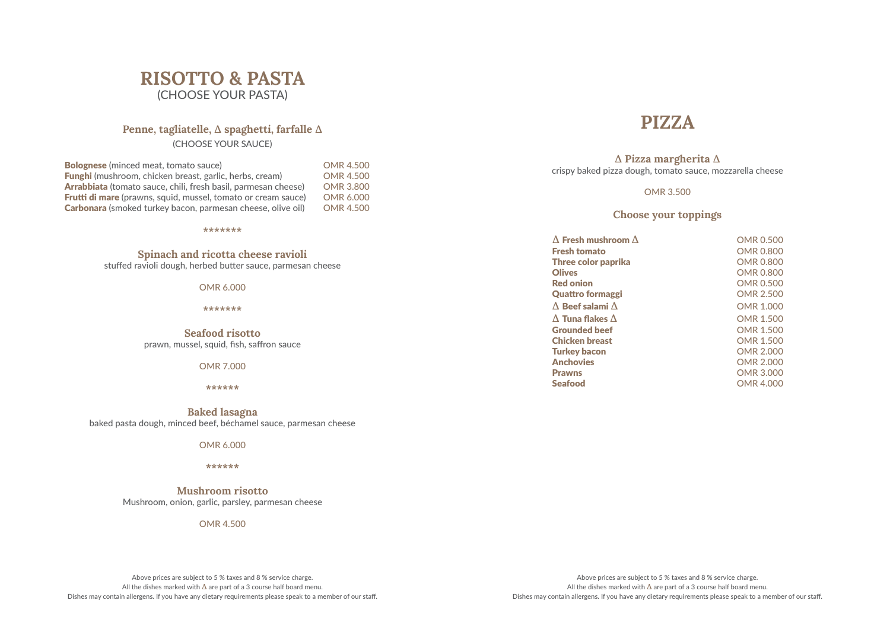# RISOTTO & PASTA

(CHOOSE YOUR PASTA)

### Penne, tagliatelle, Δ spaghetti, farfalle Δ

(CHOOSE YOUR SAUCE)

| | |
|---|---|
| **Bolognese** (minced meat, tomato sauce) | OMR 4.500 |
| **Funghi** (mushroom, chicken breast, garlic, herbs, cream) | OMR 4.500 |
| **Arrabbiata** (tomato sauce, chili, fresh basil, parmesan cheese) | OMR 3.800 |
| **Frutti di mare** (prawns, squid, mussel, tomato or cream sauce) | OMR 6.000 |
| **Carbonara** (smoked turkey bacon, parmesan cheese, olive oil) | OMR 4.500 |

*******

### Spinach and ricotta cheese ravioli

stuffed ravioli dough, herbed butter sauce, parmesan cheese

OMR 6.000

*******

### Seafood risotto

prawn, mussel, squid, fish, saffron sauce

OMR 7.000

******

### Baked lasagna

baked pasta dough, minced beef, béchamel sauce, parmesan cheese

OMR 6.000

******

### Mushroom risotto

Mushroom, onion, garlic, parsley, parmesan cheese

OMR 4.500

Above prices are subject to 5 % taxes and 8 % service charge.
All the dishes marked with Δ are part of a 3 course half board menu.
Dishes may contain allergens. If you have any dietary requirements please speak to a member of our staff.

# PIZZA

### Δ Pizza margherita Δ

crispy baked pizza dough, tomato sauce, mozzarella cheese

OMR 3.500

### Choose your toppings

| | |
|---|---|
| **Δ Fresh mushroom Δ** | OMR 0.500 |
| **Fresh tomato** | OMR 0.800 |
| **Three color paprika** | OMR 0.800 |
| **Olives** | OMR 0.800 |
| **Red onion** | OMR 0.500 |
| **Quattro formaggi** | OMR 2.500 |
| **Δ Beef salami Δ** | OMR 1.000 |
| **Δ Tuna flakes Δ** | OMR 1.500 |
| **Grounded beef** | OMR 1.500 |
| **Chicken breast** | OMR 1.500 |
| **Turkey bacon** | OMR 2.000 |
| **Anchovies** | OMR 2.000 |
| **Prawns** | OMR 3.000 |
| **Seafood** | OMR 4.000 |

Above prices are subject to 5 % taxes and 8 % service charge.
All the dishes marked with Δ are part of a 3 course half board menu.
Dishes may contain allergens. If you have any dietary requirements please speak to a member of our staff.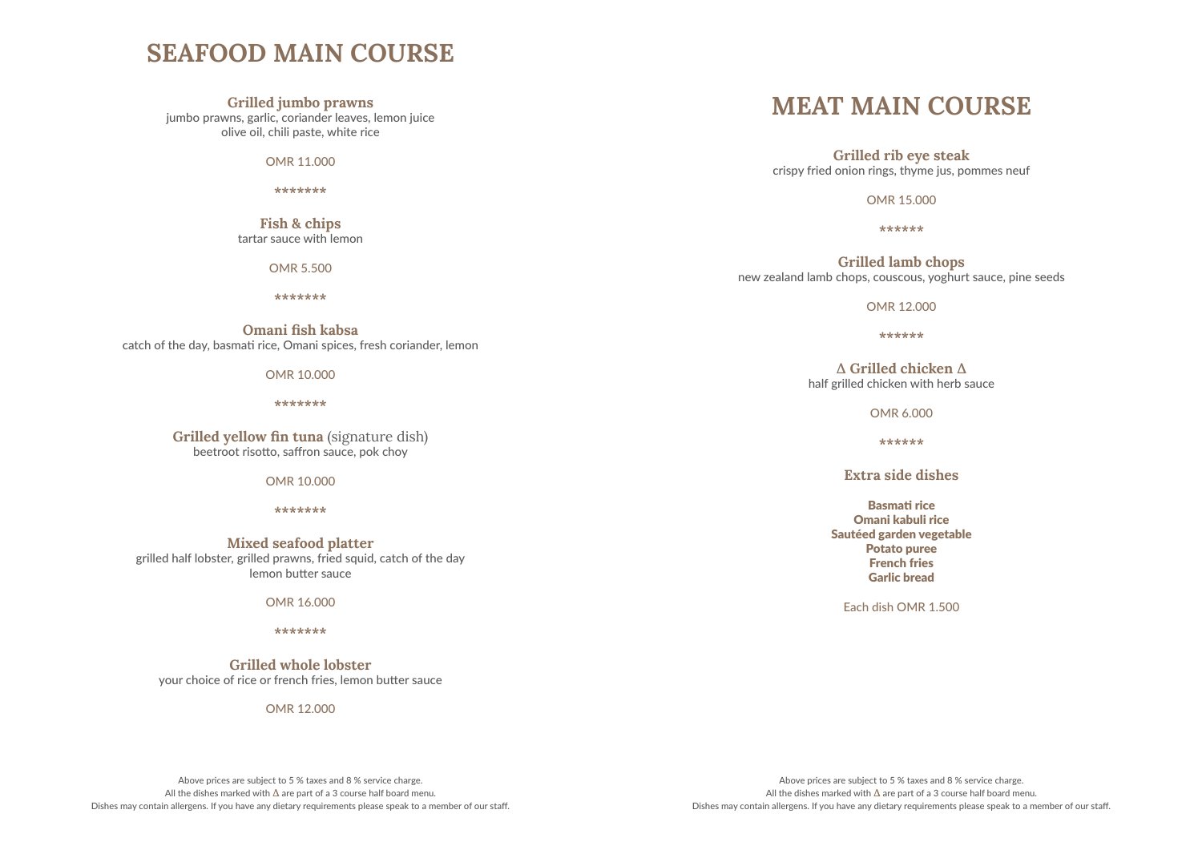# SEAFOOD MAIN COURSE

**Grilled jumbo prawns**
jumbo prawns, garlic, coriander leaves, lemon juice
olive oil, chili paste, white rice

OMR 11.000

*******

**Fish & chips**
tartar sauce with lemon

OMR 5.500

*******

**Omani fish kabsa**
catch of the day, basmati rice, Omani spices, fresh coriander, lemon

OMR 10.000

*******

**Grilled yellow fin tuna** (signature dish)
beetroot risotto, saffron sauce, pok choy

OMR 10.000

*******

**Mixed seafood platter**
grilled half lobster, grilled prawns, fried squid, catch of the day
lemon butter sauce

OMR 16.000

*******

**Grilled whole lobster**
your choice of rice or french fries, lemon butter sauce

OMR 12.000

Above prices are subject to 5 % taxes and 8 % service charge.
All the dishes marked with Δ are part of a 3 course half board menu.
Dishes may contain allergens. If you have any dietary requirements please speak to a member of our staff.

# MEAT MAIN COURSE

**Grilled rib eye steak**
crispy fried onion rings, thyme jus, pommes neuf

OMR 15.000

******

**Grilled lamb chops**
new zealand lamb chops, couscous, yoghurt sauce, pine seeds

OMR 12.000

******

**Δ Grilled chicken Δ**
half grilled chicken with herb sauce

OMR 6.000

******

**Extra side dishes**

**Basmati rice**
**Omani kabuli rice**
**Sautéed garden vegetable**
**Potato puree**
**French fries**
**Garlic bread**

Each dish OMR 1.500

Above prices are subject to 5 % taxes and 8 % service charge.
All the dishes marked with Δ are part of a 3 course half board menu.
Dishes may contain allergens. If you have any dietary requirements please speak to a member of our staff.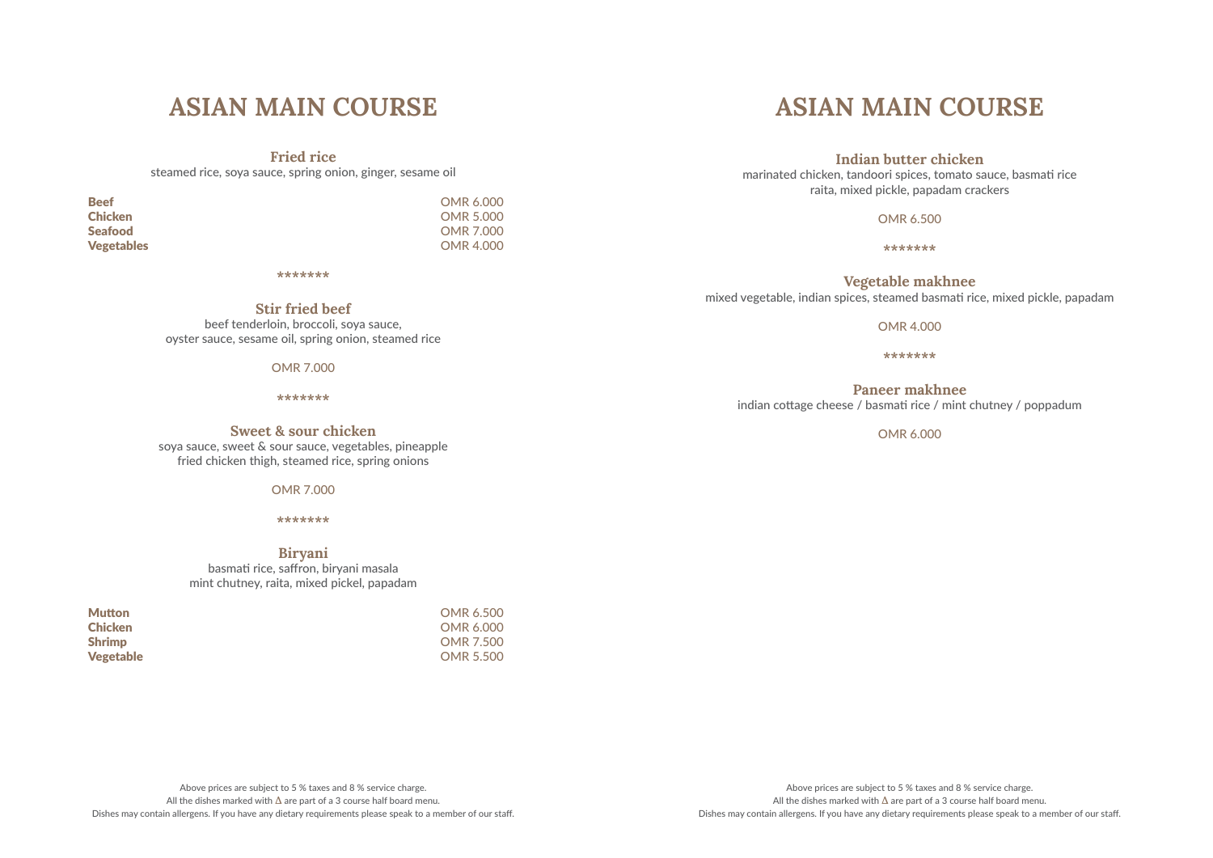# ASIAN MAIN COURSE

### Fried rice

steamed rice, soya sauce, spring onion, ginger, sesame oil

| | |
|---|---|
| **Beef** | OMR 6.000 |
| **Chicken** | OMR 5.000 |
| **Seafood** | OMR 7.000 |
| **Vegetables** | OMR 4.000 |

*******

### Stir fried beef

beef tenderloin, broccoli, soya sauce,
oyster sauce, sesame oil, spring onion, steamed rice

OMR 7.000

*******

### Sweet & sour chicken

soya sauce, sweet & sour sauce, vegetables, pineapple
fried chicken thigh, steamed rice, spring onions

OMR 7.000

*******

### Biryani

basmati rice, saffron, biryani masala
mint chutney, raita, mixed pickel, papadam

| | |
|---|---|
| **Mutton** | OMR 6.500 |
| **Chicken** | OMR 6.000 |
| **Shrimp** | OMR 7.500 |
| **Vegetable** | OMR 5.500 |

Above prices are subject to 5 % taxes and 8 % service charge.
All the dishes marked with Δ are part of a 3 course half board menu.
Dishes may contain allergens. If you have any dietary requirements please speak to a member of our staff.

# ASIAN MAIN COURSE

### Indian butter chicken

marinated chicken, tandoori spices, tomato sauce, basmati rice
raita, mixed pickle, papadam crackers

OMR 6.500

*******

### Vegetable makhnee

mixed vegetable, indian spices, steamed basmati rice, mixed pickle, papadam

OMR 4.000

*******

### Paneer makhnee

indian cottage cheese / basmati rice / mint chutney / poppadum

OMR 6.000

Above prices are subject to 5 % taxes and 8 % service charge.
All the dishes marked with Δ are part of a 3 course half board menu.
Dishes may contain allergens. If you have any dietary requirements please speak to a member of our staff.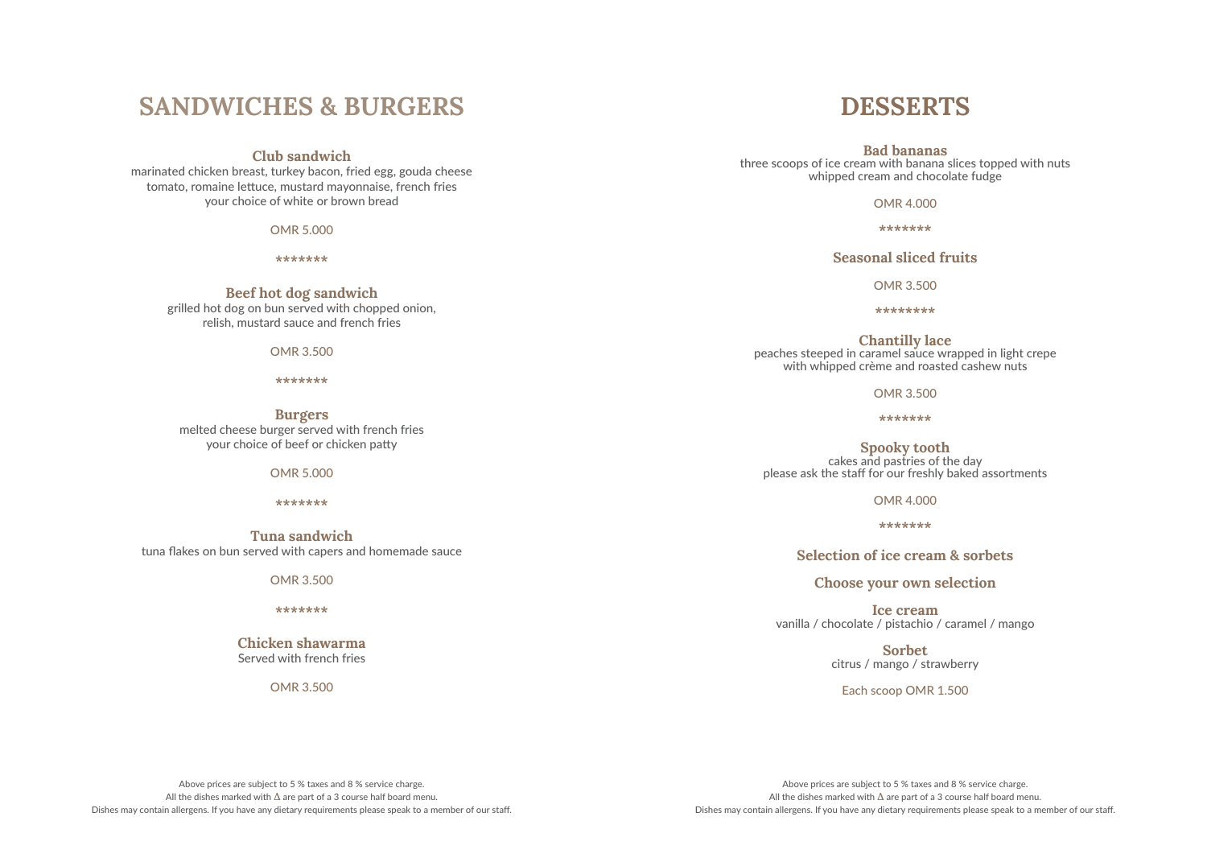# SANDWICHES & BURGERS

### Club sandwich

marinated chicken breast, turkey bacon, fried egg, gouda cheese
tomato, romaine lettuce, mustard mayonnaise, french fries
your choice of white or brown bread

OMR 5.000

*******

### Beef hot dog sandwich

grilled hot dog on bun served with chopped onion,
relish, mustard sauce and french fries

OMR 3.500

*******

### Burgers

melted cheese burger served with french fries
your choice of beef or chicken patty

OMR 5.000

*******

### Tuna sandwich

tuna flakes on bun served with capers and homemade sauce

OMR 3.500

*******

### Chicken shawarma

Served with french fries

OMR 3.500

Above prices are subject to 5 % taxes and 8 % service charge.
All the dishes marked with Δ are part of a 3 course half board menu.
Dishes may contain allergens. If you have any dietary requirements please speak to a member of our staff.

# DESSERTS

### Bad bananas

three scoops of ice cream with banana slices topped with nuts
whipped cream and chocolate fudge

OMR 4.000

*******

### Seasonal sliced fruits

OMR 3.500

********

### Chantilly lace

peaches steeped in caramel sauce wrapped in light crepe
with whipped crème and roasted cashew nuts

OMR 3.500

*******

### Spooky tooth

cakes and pastries of the day
please ask the staff for our freshly baked assortments

OMR 4.000

*******

### Selection of ice cream & sorbets

### Choose your own selection

### Ice cream

vanilla / chocolate / pistachio / caramel / mango

### Sorbet

citrus / mango / strawberry

Each scoop OMR 1.500

Above prices are subject to 5 % taxes and 8 % service charge.
All the dishes marked with Δ are part of a 3 course half board menu.
Dishes may contain allergens. If you have any dietary requirements please speak to a member of our staff.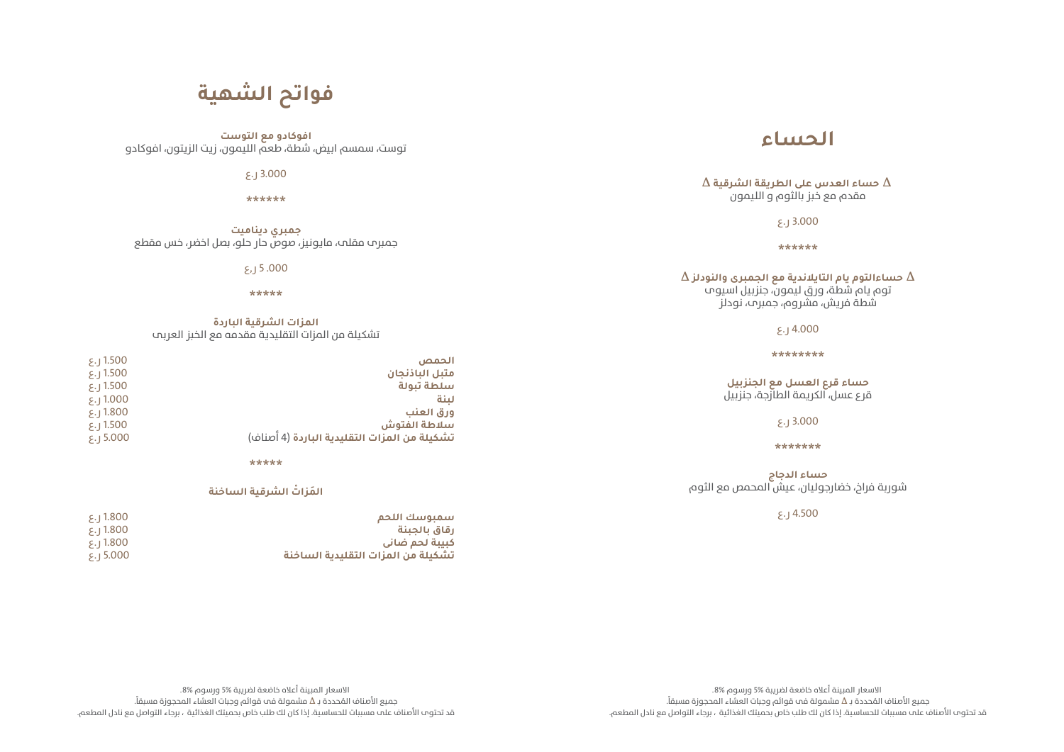# الحساء

**Δ حساء العدس على الطريقة الشرقية Δ**
مقدم مع خبز بالثوم و الليمون

3.000 ر.ع

******

**Δ حساءالتوم يام التايلاندية مع الجمبرى والنودلز Δ**
توم يام شطة، ورق ليمون، جنزبيل اسيوى
شطة فريش، مشروم، جمبرى، نودلز

4.000 ر.ع

********

**حساء قرع العسل مع الجنزبيل**
قرع عسل، الكريمة الطازجة، جنزبيل

3.000 ر.ع

*******

**حساء الدجاج**
شوربة فراخ، خضارجوليان، عيش المحمص مع الثوم

4.500 ر.ع

الاسعار المبينة أعلاه خاضعة لضريبة 5% ورسوم 8%.
جميع الأصناف المحددة بـ Δ مشمولة فى قوائم وجبات العشاء المحجوزة مسبقاً.
قد تحتوى الأصناف على مسببات للحساسية. إذا كان لك طلب خاص بحميتك الغذائية ، برجاء التواصل مع نادل المطعم.

# فواتح الشهية

**افوكادو مع التوست**
توست، سمسم ابيض، شطة، طعم الليمون، زيت الزيتون، افوكادو

3.000 ر.ع

******

**جمبري ديناميت**
جمبرى مقلى، مايونيز، صوص حار حلو، بصل اخضر، خس مقطع

5 .000 ر.ع

*****

**المزات الشرقية الباردة**
تشكيلة من المزات التقليدية مقدمه مع الخبز العربى

| الصنف | السعر |
|---|---|
| **الحمص** | 1.500 ر.ع |
| **متبل الباذنجان** | 1.500 ر.ع |
| **سلطة تبولة** | 1.500 ر.ع |
| **لبنة** | 1.000 ر.ع |
| **ورق العنب** | 1.800 ر.ع |
| **سلاطة الفتوش** | 1.500 ر.ع |
| **تشكيلة من المزات التقليدية الباردة (4 أصناف)** | 5.000 ر.ع |

*****

**المَزاتْ الشرقية الساخنة**

| الصنف | السعر |
|---|---|
| **سمبوسك اللحم** | 1.800 ر.ع |
| **رقاق بالجبنة** | 1.800 ر.ع |
| **كبيبة لحم ضانى** | 1.800 ر.ع |
| **تشكيلة من المزات التقليدية الساخنة** | 5.000 ر.ع |

الاسعار المبينة أعلاه خاضعة لضريبة 5% ورسوم 8%.
جميع الأصناف المحددة بـ Δ مشمولة فى قوائم وجبات العشاء المحجوزة مسبقاً.
قد تحتوى الأصناف على مسببات للحساسية. إذا كان لك طلب خاص بحميتك الغذائية ، برجاء التواصل مع نادل المطعم.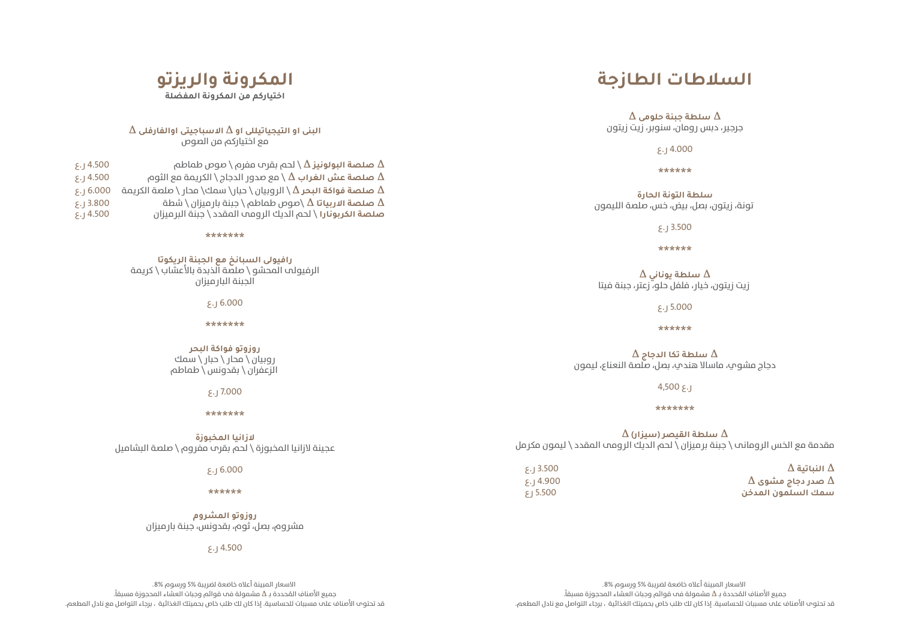# السلاطات الطازجة

**Δ سلطة جبنة حلومى Δ**
جرجير، دبس رومان، سنوبر، زيت زيتون

4.000 ر.ع

******

**سلطة التونة الحارة**
تونة، زيتون، بصل، بيض، خس، صلصة الليمون

3.500 ر.ع

******

**Δ سلطة يوناني Δ**
زيت زيتون، خيار، فلفل حلو، زعتر، جبنة فيتا

5.000 ر.ع

******

**Δ سلطة تكا الدجاج Δ**
دجاج مشوي، ماسالا هندي، بصل، صلصة النعناع، ليمون

4,500 ر.ع

*******

**Δ سلطة القيصر (سيزار) Δ**
مقدمة مع الخس الرومانى \ جبنة برميزان \ لحم الديك الرومى المقدد \ ليمون مكرمل

| | |
|---|---|
| **Δ النباتية Δ** | 3.500 ر.ع |
| **Δ صدر دجاج مشوى Δ** | 4.900 ر.ع |
| **سمك السلمون المدخن** | 5.500 ر.ع |

الاسعار المبينة أعلاه خاضعة لضريبة 5% ورسوم 8%.
جميع الأصناف المحددة بـ Δ مشمولة فى قوائم وجبات العشاء المحجوزة مسبقاً.
قد تحتوى الأصناف على مسببات للحساسية. إذا كان لك طلب خاص بحميتك الغذائية ، برجاء التواصل مع نادل المطعم.

# المكرونة والريزتو

**اختياركم من المكرونة المفضلة**

**البنى او التيجياتيللى او Δ الاسباجيتى اوالفارفلى Δ**
مع اختياركم من الصوص

| | |
|---|---|
| **Δ صلصة البولونيز Δ** \ لحم بقرى مفرم \ صوص طماطم | 4.500 ر.ع |
| **Δ صلصة عش الغراب Δ** \ مع صدور الدجاج \ الكريمة مع الثوم | 4.500 ر.ع |
| **Δ صلصة فواكة البحر Δ** \ الروبيان \ حبار\ سمك\ محار \ صلصة الكريمة | 6.000 ر.ع |
| **Δ صلصة الاربياتا Δ** \صوص طماطم \ جبنة بارميزان \ شطة | 3.800 ر.ع |
| **صلصة الكربونارا** \ لحم الديك الرومى المقدد \ جبنة البرميزان | 4.500 ر.ع |

*******

**رافيولى السبانخ مع الجبنة الريكوتا**
الرفيولى المحشو \ صلصة الذبدة بالأعشاب \ كريمة الجبنة البارميزان

6.000 ر.ع

*******

**روزوتو فواكة البحر**
روبيان \ محار \ حبار \ سمك
الزعفران \ بقدونس \ طماطم

7.000 ر.ع

*******

**لازانيا المخبوزة**
عجينة لازانيا المخبوزة \ لحم بقرى مفروم \ صلصة البشاميل

6.000 ر.ع

******

**روزوتو المشروم**
مشروم، بصل، ثوم، بقدونس، جبنة بارميزان

4.500 ر.ع

الاسعار المبينة أعلاه خاضعة لضريبة 5% ورسوم 8%.
جميع الأصناف المحددة بـ Δ مشمولة فى قوائم وجبات العشاء المحجوزة مسبقاً.
قد تحتوى الأصناف على مسببات للحساسية. إذا كان لك طلب خاص بحميتك الغذائية ، برجاء التواصل مع نادل المطعم.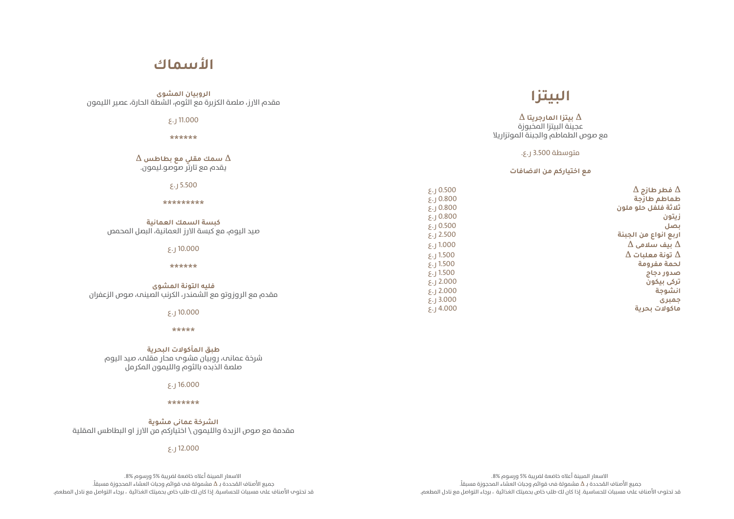## البيتزا

**Δ بيتزا المارجريتا Δ**
عجينة البيتزا المخبوزة
مع صوص الطماطم والجبنة الموتزاريلا

متوسطة 3.500 ر.ع.

**مع اختياركم من الاضافات**

| | |
|---|---|
| **Δ فطر طازج Δ** | 0.500 ر.ع |
| **طماطم طازجة** | 0.800 ر.ع |
| **ثلاثة فلفل حلو ملون** | 0.800 ر.ع |
| **زيتون** | 0.800 ر.ع |
| **بصل** | 0.500 ر.ع |
| **اربع انواع من الجبنة** | 2.500 ر.ع |
| **Δ بيف سلامى Δ** | 1.000 ر.ع |
| **Δ تونة معلبات Δ** | 1.500 ر.ع |
| **لحمة مفرومة** | 1.500 ر.ع |
| **صدور دجاج** | 1.500 ر.ع |
| **تركى بيكون** | 2.000 ر.ع |
| **انشوجة** | 2.000 ر.ع |
| **جمبرى** | 3.000 ر.ع |
| **ماكولات بحرية** | 4.000 ر.ع |

الاسعار المبينة أعلاه خاضعة لضريبة 5% ورسوم 8%.
جميع الأصناف المحددة بـ Δ مشمولة في قوائم وجبات العشاء المحجوزة مسبقاً.
قد تحتوي الأصناف على مسببات للحساسية. إذا كان لك طلب خاص بحميتك الغذائية ، برجاء التواصل مع نادل المطعم.

## الأسماك

**الروبيان المشوى**
مقدم الارز، صلصة الكزبرة مع الثوم، الشطة الحارة، عصير الليمون

11.000 ر.ع

******

**Δ سمك مقلي مع بطاطس Δ**
يقدم مع تارتر صوصو.ليمون.

5.500 ر.ع

*********

**كبسة السمك العمانية**
صيد اليوم، مع كبسة الارز العمانية، البصل المحمص

10.000 ر.ع

******

**فليه التونة المشوى**
مقدم مع الروزوتو مع الشمندر، الكرنب الصينى، صوص الزعفران

10.000 ر.ع

*****

**طبق المأكولات البحرية**
شرخة عمانى، روبيان مشوى محار مقلى، صيد اليوم
صلصة الذبده بالثوم والليمون المكرمل

16.000 ر.ع

*******

**الشرخة عمانى مشوية**
مقدمة مع صوص الزبدة والليمون \ اختياركم من الارز او البطاطس المقلية

12.000 ر.ع

الاسعار المبينة أعلاه خاضعة لضريبة 5% ورسوم 8%.
جميع الأصناف المحددة بـ Δ مشمولة في قوائم وجبات العشاء المحجوزة مسبقاً.
قد تحتوي الأصناف على مسببات للحساسية. إذا كان لك طلب خاص بحميتك الغذائية ، برجاء التواصل مع نادل المطعم.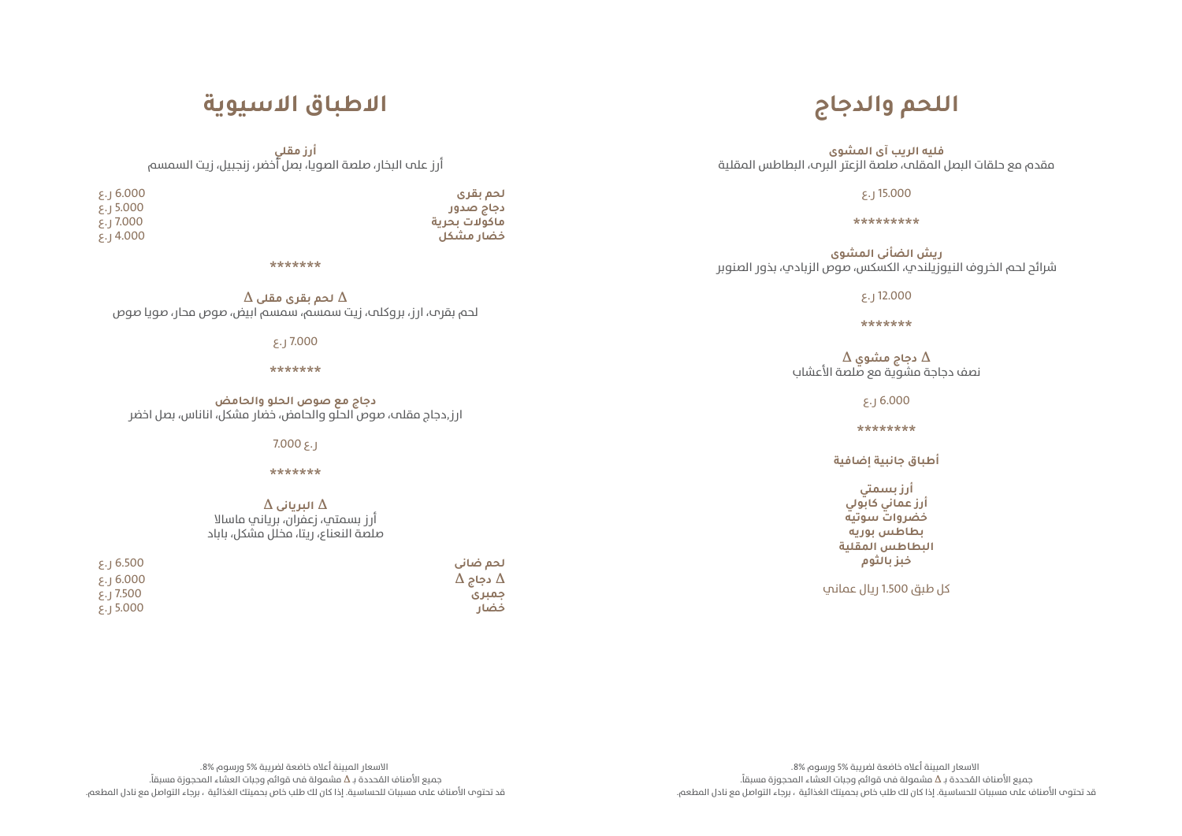# اللحم والدجاج

**فليه الريب آي المشوى**
مقدم مع حلقات البصل المقلى، صلصة الزعتر البرى، البطاطس المقلية

15.000 ر.ع

*********

**ريش الضأني المشوى**
شرائح لحم الخروف النيوزيلندي، الكسكس، صوص الزبادي، بذور الصنوبر

12.000 ر.ع

*******

**∆ دجاج مشوي ∆**
نصف دجاجة مشوية مع صلصة الأعشاب

6.000 ر.ع

********

**أطباق جانبية إضافية**

**أرز بسمتي**
**أرز عماني كابولي**
**خضروات سوتيه**
**بطاطس بوريه**
**البطاطس المقلية**
**خبز بالثوم**

كل طبق 1.500 ريال عماني

الاسعار المبينة أعلاه خاضعة لضريبة 5% ورسوم 8%.
جميع الأصناف المحددة بـ ∆ مشمولة فى قوائم وجبات العشاء المحجوزة مسبقاً.
قد تحتوى الأصناف على مسببات للحساسية. إذا كان لك طلب خاص بحميتك الغذائية ، برجاء التواصل مع نادل المطعم.

# الاطباق الاسيوية

**أرز مقلي**
أرز على البخار، صلصة الصويا، بصل أخضر، زنجبيل، زيت السمسم

| | |
|---|---|
| **لحم بقرى** | 6.000 ر.ع |
| **دجاج صدور** | 5.000 ر.ع |
| **ماكولات بحرية** | 7.000 ر.ع |
| **خضار مشكل** | 4.000 ر.ع |

*******

**∆ لحم بقرى مقلى ∆**
لحم بقرى، ارز، بروكلى، زيت سمسم، سمسم ابيض، صوص محار، صويا صوص

7.000 ر.ع

*******

**دجاج مع صوص الحلو والحامض**
ارز،دجاج مقلى، صوص الحلو والحامض، خضار مشكل، اناناس، بصل اخضر

7.000 ر.ع

*******

**∆ البريانى ∆**
أرز بسمتي، زعفران، برياني ماسالا
صلصة النعناع، ريتا، مخلل مشكل، باباد

| | |
|---|---|
| **لحم ضانى** | 6.500 ر.ع |
| **∆ دجاج** | 6.000 ر.ع |
| **جمبرى** | 7.500 ر.ع |
| **خضار** | 5.000 ر.ع |

الاسعار المبينة أعلاه خاضعة لضريبة 5% ورسوم 8%.
جميع الأصناف المحددة بـ ∆ مشمولة فى قوائم وجبات العشاء المحجوزة مسبقاً.
قد تحتوى الأصناف على مسببات للحساسية. إذا كان لك طلب خاص بحميتك الغذائية ، برجاء التواصل مع نادل المطعم.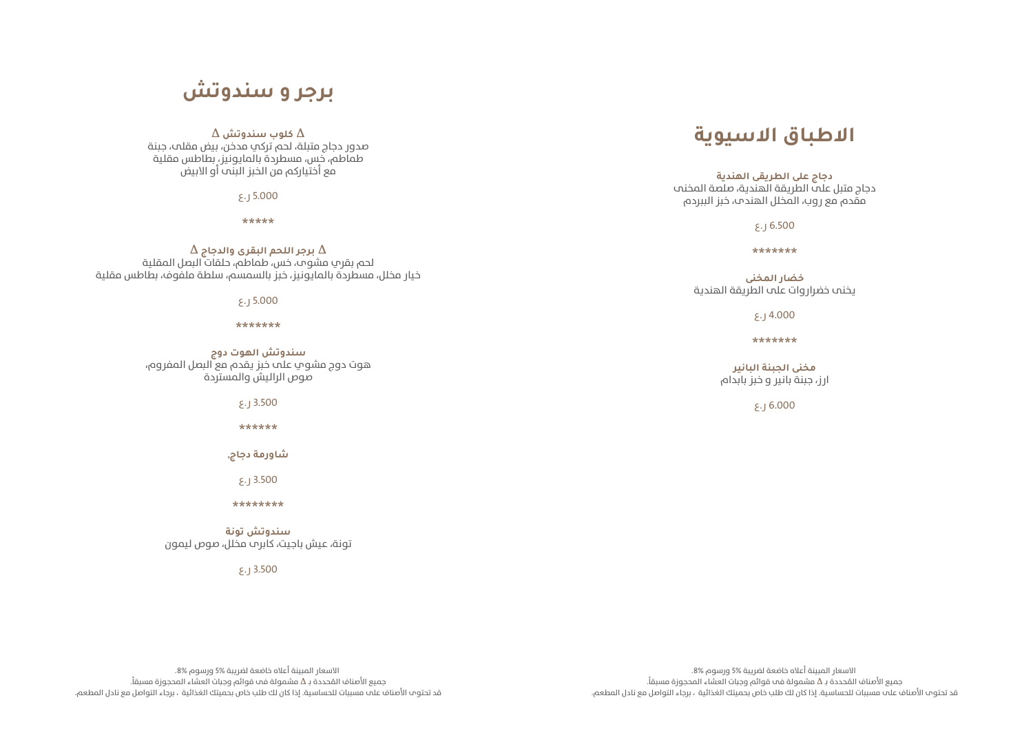# الاطباق الاسيوية

**دجاج على الطريقى الهندية**
دجاج متبل على الطريقة الهندية، صلصة المخنى
مقدم مع روب، المخلل الهندى، خبز البيردم

6.500 ر.ع

*******

**خضار المخنى**
يخنى خضراوات على الطريقة الهندية

4.000 ر.ع

*******

**مخنى الجبنة البانير**
ارز، جبنة بانير و خبز بابدام

6.000 ر.ع

الاسعار المبينة أعلاه خاضعة لضريبة 5% ورسوم 8%.
جميع الأصناف المحددة بـ Δ مشمولة فى قوائم وجبات العشاء المحجوزة مسبقاً.
قد تحتوى الأصناف على مسببات للحساسية. إذا كان لك طلب خاص بحميتك الغذائية ، برجاء التواصل مع نادل المطعم.

# برجر و سندوتش

**Δ كلوب سندوتش Δ**
صدور دجاج متبلة، لحم تركي مدخن، بيض مقلى، جبنة
طماطم، خس، مسطردة بالمايونيز، بطاطس مقلية
مع أختياركم من الخبز البنى أو الابيض

5.000 ر.ع

*****

**Δ برجر اللحم البقرى والدجاج Δ**
لحم بقري مشوى، خس، طماطم، حلقات البصل المقلية
خيار مخلل، مسطردة بالمايونيز، خبز بالسمسم، سلطة ملفوف، بطاطس مقلية

5.000 ر.ع

*******

**سندوتش الهوت دوج**
هوت دوج مشوي على خبز يقدم مع البصل المفروم،
صوص الراليش والمستردة

3.500 ر.ع

******

**شاورمة دجاج،**

3.500 ر.ع

********

**سندوتش تونة**
تونة، عيش باجيت، كابرى مخلل، صوص ليمون

3.500 ر.ع

الاسعار المبينة أعلاه خاضعة لضريبة 5% ورسوم 8%.
جميع الأصناف المحددة بـ Δ مشمولة فى قوائم وجبات العشاء المحجوزة مسبقاً.
قد تحتوى الأصناف على مسببات للحساسية. إذا كان لك طلب خاص بحميتك الغذائية ، برجاء التواصل مع نادل المطعم.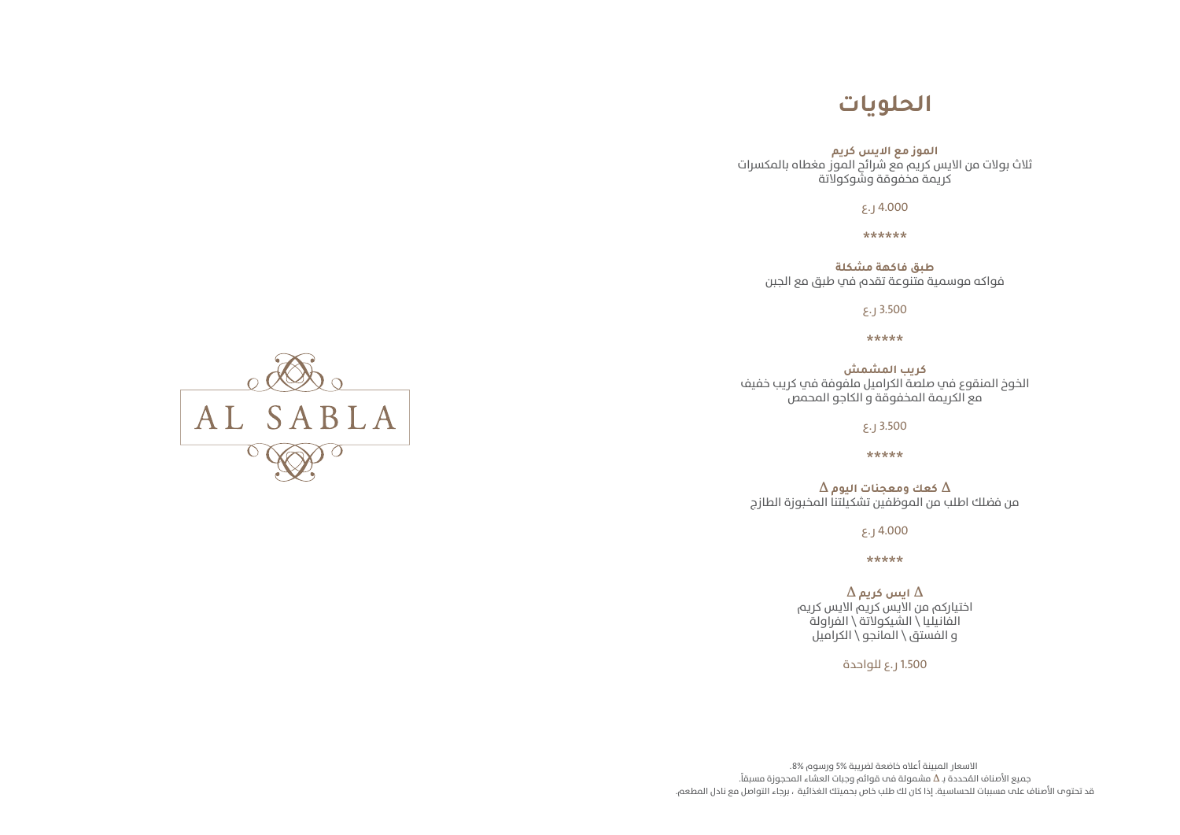AL SABLA

# الحلويات

**الموز مع الايس كريم**
ثلاث بولات من الايس كريم مع شرائح الموز مغطاه بالمكسرات
كريمة مخفوقة وشوكولاتة

4.000 ر.ع

******

**طبق فاكهة مشكلة**
فواكه موسمية متنوعة تقدم في طبق مع الجبن

3.500 ر.ع

*****

**كريب المشمش**
الخوخ المنقوع في صلصة الكراميل ملفوفة في كريب خفيف
مع الكريمة المخفوقة و الكاجو المحمص

3.500 ر.ع

*****

**Δ كعك ومعجنات اليوم Δ**
من فضلك اطلب من الموظفين تشكيلتنا المخبوزة الطازج

4.000 ر.ع

*****

**Δ ايس كريم Δ**
اختياركم من الايس كريم الايس كريم
الفانيليا \ الشيكولاتة \ الفراولة
و الفستق \ المانجو \ الكراميل

1.500 ر.ع للواحدة

الاسعار المبينة أعلاه خاضعة لضريبة 5% ورسوم 8%.
جميع الأصناف المحددة بـ Δ مشمولة في قوائم وجبات العشاء المحجوزة مسبقاً.
قد تحتوي الأصناف على مسببات للحساسية. إذا كان لك طلب خاص بحميتك الغذائية ، برجاء التواصل مع نادل المطعم.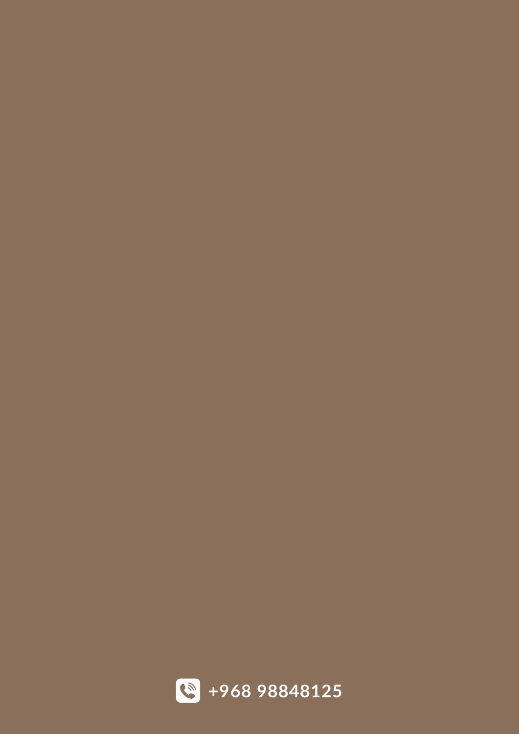+968 98848125